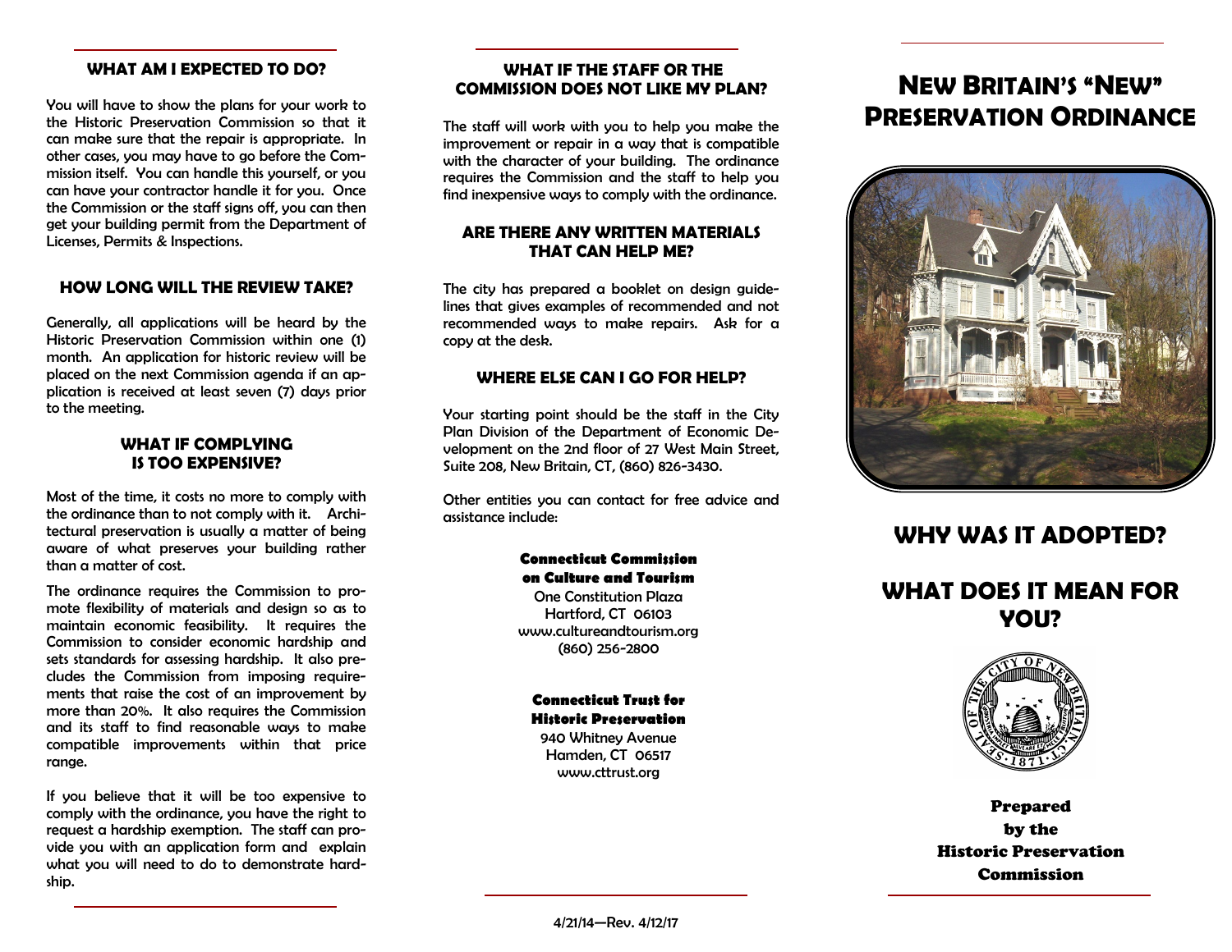# New Britain's "New" Preservation Ordinance

## Why Was It Adopted?

## What Does It Mean For You?

Prepared by the Historic Preservation Commission

### WHAT AM I EXPECTED TO DO?

You will have to show the plans for your work to the Historic Preservation Commission so that it can make sure that the repair is appropriate. In other cases, you may have to go before the Commission itself. You can handle this yourself, or you can have your contractor handle it for you. Once the Commission or the staff signs off, you can then get your building permit from the Department of Licenses, Permits & Inspections.

### HOW LONG WILL THE REVIEW TAKE?

Generally, all applications will be heard by the Historic Preservation Commission within one (1) month. An application for historic review will be placed on the next Commission agenda if an application is received at least seven (7) days prior to the meeting.

### WHAT IF COMPLYING IS TOO EXPENSIVE?

Most of the time, it costs no more to comply with the ordinance than to not comply with it. Architectural preservation is usually a matter of being aware of what preserves your building rather than a matter of cost.

The ordinance requires the Commission to promote flexibility of materials and design so as to maintain economic feasibility. It requires the Commission to consider economic hardship and sets standards for assessing hardship. It also precludes the Commission from imposing requirements that raise the cost of an improvement by more than 20%. It also requires the Commission and its staff to find reasonable ways to make compatible improvements within that price range.

If you believe that it will be too expensive to comply with the ordinance, you have the right to request a hardship exemption. The staff can provide you with an application form and explain what you will need to do to demonstrate hardship.

### WHAT IF THE STAFF OR THE COMMISSION DOES NOT LIKE MY PLAN?

The staff will work with you to help you make the improvement or repair in a way that is compatible with the character of your building. The ordinance requires the Commission and the staff to help you find inexpensive ways to comply with the ordinance.

### ARE THERE ANY WRITTEN MATERIALS THAT CAN HELP ME?

The city has prepared a booklet on design guidelines that gives examples of recommended and not recommended ways to make repairs. Ask for a copy at the desk.

### WHERE ELSE CAN I GO FOR HELP?

Your starting point should be the staff in the City Plan Division of the Department of Economic Development on the 2nd floor of 27 West Main Street, Suite 208, New Britain, CT, (860) 826-3430.

Other entities you can contact for free advice and assistance include:

**Connecticut Commission on Culture and Tourism**
One Constitution Plaza
Hartford, CT 06103
www.cultureandtourism.org
(860) 256-2800

**Connecticut Trust for Historic Preservation**
940 Whitney Avenue
Hamden, CT 06517
www.cttrust.org

4/21/14—Rev. 4/12/17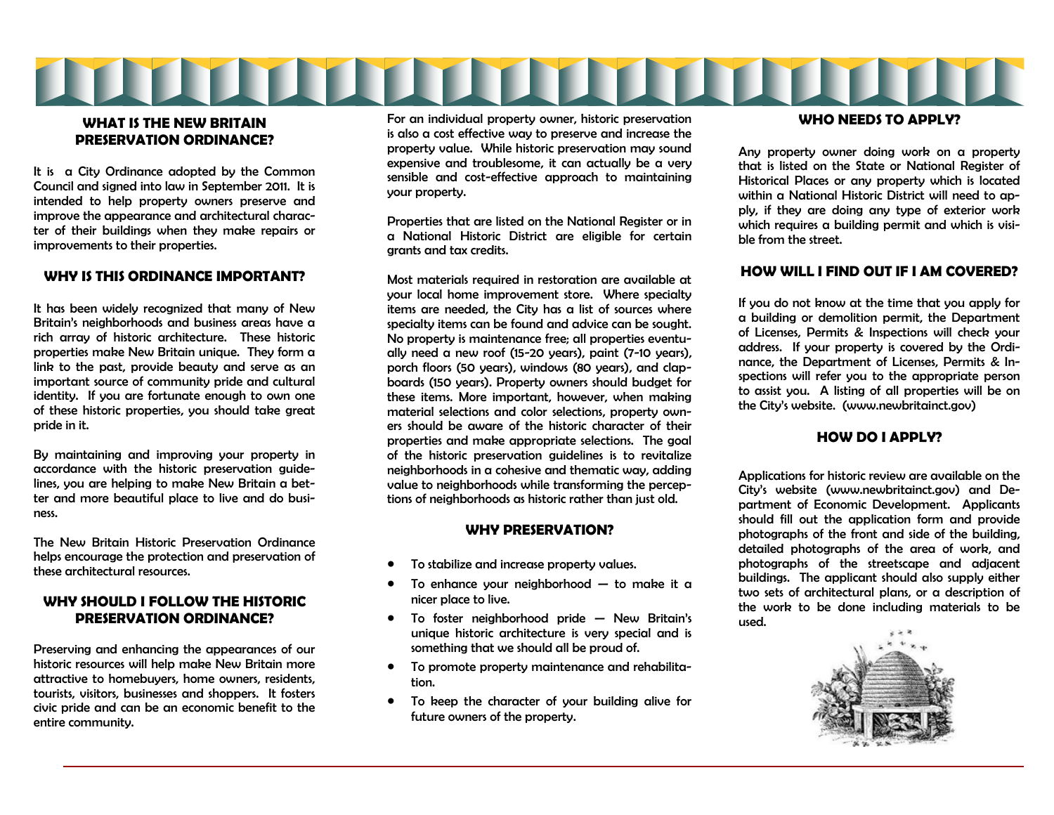## WHAT IS THE NEW BRITAIN PRESERVATION ORDINANCE?

It is a City Ordinance adopted by the Common Council and signed into law in September 2011. It is intended to help property owners preserve and improve the appearance and architectural character of their buildings when they make repairs or improvements to their properties.

## WHY IS THIS ORDINANCE IMPORTANT?

It has been widely recognized that many of New Britain's neighborhoods and business areas have a rich array of historic architecture. These historic properties make New Britain unique. They form a link to the past, provide beauty and serve as an important source of community pride and cultural identity. If you are fortunate enough to own one of these historic properties, you should take great pride in it.

By maintaining and improving your property in accordance with the historic preservation guidelines, you are helping to make New Britain a better and more beautiful place to live and do business.

The New Britain Historic Preservation Ordinance helps encourage the protection and preservation of these architectural resources.

## WHY SHOULD I FOLLOW THE HISTORIC PRESERVATION ORDINANCE?

Preserving and enhancing the appearances of our historic resources will help make New Britain more attractive to homebuyers, home owners, residents, tourists, visitors, businesses and shoppers. It fosters civic pride and can be an economic benefit to the entire community.

For an individual property owner, historic preservation is also a cost effective way to preserve and increase the property value. While historic preservation may sound expensive and troublesome, it can actually be a very sensible and cost-effective approach to maintaining your property.

Properties that are listed on the National Register or in a National Historic District are eligible for certain grants and tax credits.

Most materials required in restoration are available at your local home improvement store. Where specialty items are needed, the City has a list of sources where specialty items can be found and advice can be sought. No property is maintenance free; all properties eventually need a new roof (15-20 years), paint (7-10 years), porch floors (50 years), windows (80 years), and clapboards (150 years). Property owners should budget for these items. More important, however, when making material selections and color selections, property owners should be aware of the historic character of their properties and make appropriate selections. The goal of the historic preservation guidelines is to revitalize neighborhoods in a cohesive and thematic way, adding value to neighborhoods while transforming the perceptions of neighborhoods as historic rather than just old.

## WHY PRESERVATION?

- To stabilize and increase property values.
- To enhance your neighborhood — to make it a nicer place to live.
- To foster neighborhood pride — New Britain's unique historic architecture is very special and is something that we should all be proud of.
- To promote property maintenance and rehabilitation.
- To keep the character of your building alive for future owners of the property.

## WHO NEEDS TO APPLY?

Any property owner doing work on a property that is listed on the State or National Register of Historical Places or any property which is located within a National Historic District will need to apply, if they are doing any type of exterior work which requires a building permit and which is visible from the street.

## HOW WILL I FIND OUT IF I AM COVERED?

If you do not know at the time that you apply for a building or demolition permit, the Department of Licenses, Permits & Inspections will check your address. If your property is covered by the Ordinance, the Department of Licenses, Permits & Inspections will refer you to the appropriate person to assist you. A listing of all properties will be on the City's website. (www.newbritainct.gov)

## HOW DO I APPLY?

Applications for historic review are available on the City's website (www.newbritainct.gov) and Department of Economic Development. Applicants should fill out the application form and provide photographs of the front and side of the building, detailed photographs of the area of work, and photographs of the streetscape and adjacent buildings. The applicant should also supply either two sets of architectural plans, or a description of the work to be done including materials to be used.